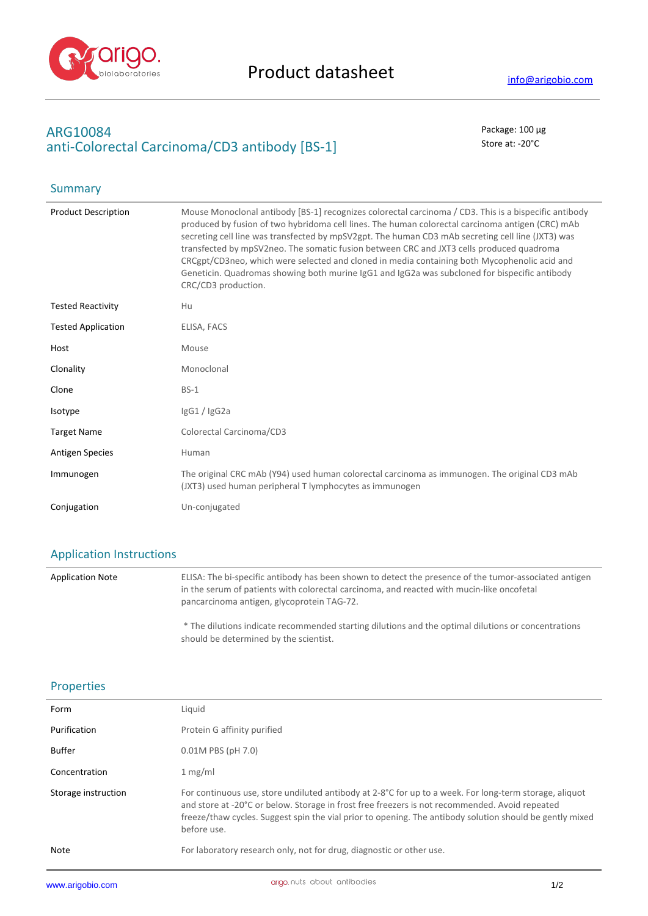# Product datasheet

info@arigobio.com

## ARG10084
## anti-Colorectal Carcinoma/CD3 antibody [BS-1]

Package: 100 μg
Store at: -20°C

### Summary

| | |
|---|---|
| Product Description | Mouse Monoclonal antibody [BS-1] recognizes colorectal carcinoma / CD3. This is a bispecific antibody produced by fusion of two hybridoma cell lines. The human colorectal carcinoma antigen (CRC) mAb secreting cell line was transfected by mpSV2gpt. The human CD3 mAb secreting cell line (JXT3) was transfected by mpSV2neo. The somatic fusion between CRC and JXT3 cells produced quadroma CRCgpt/CD3neo, which were selected and cloned in media containing both Mycophenolic acid and Geneticin. Quadromas showing both murine IgG1 and IgG2a was subcloned for bispecific antibody CRC/CD3 production. |
| Tested Reactivity | Hu |
| Tested Application | ELISA, FACS |
| Host | Mouse |
| Clonality | Monoclonal |
| Clone | BS-1 |
| Isotype | IgG1 / IgG2a |
| Target Name | Colorectal Carcinoma/CD3 |
| Antigen Species | Human |
| Immunogen | The original CRC mAb (Y94) used human colorectal carcinoma as immunogen. The original CD3 mAb (JXT3) used human peripheral T lymphocytes as immunogen |
| Conjugation | Un-conjugated |

### Application Instructions

| | |
|---|---|
| Application Note | ELISA: The bi-specific antibody has been shown to detect the presence of the tumor-associated antigen in the serum of patients with colorectal carcinoma, and reacted with mucin-like oncofetal pancarcinoma antigen, glycoprotein TAG-72.<br><br>* The dilutions indicate recommended starting dilutions and the optimal dilutions or concentrations should be determined by the scientist. |

### Properties

| | |
|---|---|
| Form | Liquid |
| Purification | Protein G affinity purified |
| Buffer | 0.01M PBS (pH 7.0) |
| Concentration | 1 mg/ml |
| Storage instruction | For continuous use, store undiluted antibody at 2-8°C for up to a week. For long-term storage, aliquot and store at -20°C or below. Storage in frost free freezers is not recommended. Avoid repeated freeze/thaw cycles. Suggest spin the vial prior to opening. The antibody solution should be gently mixed before use. |
| Note | For laboratory research only, not for drug, diagnostic or other use. |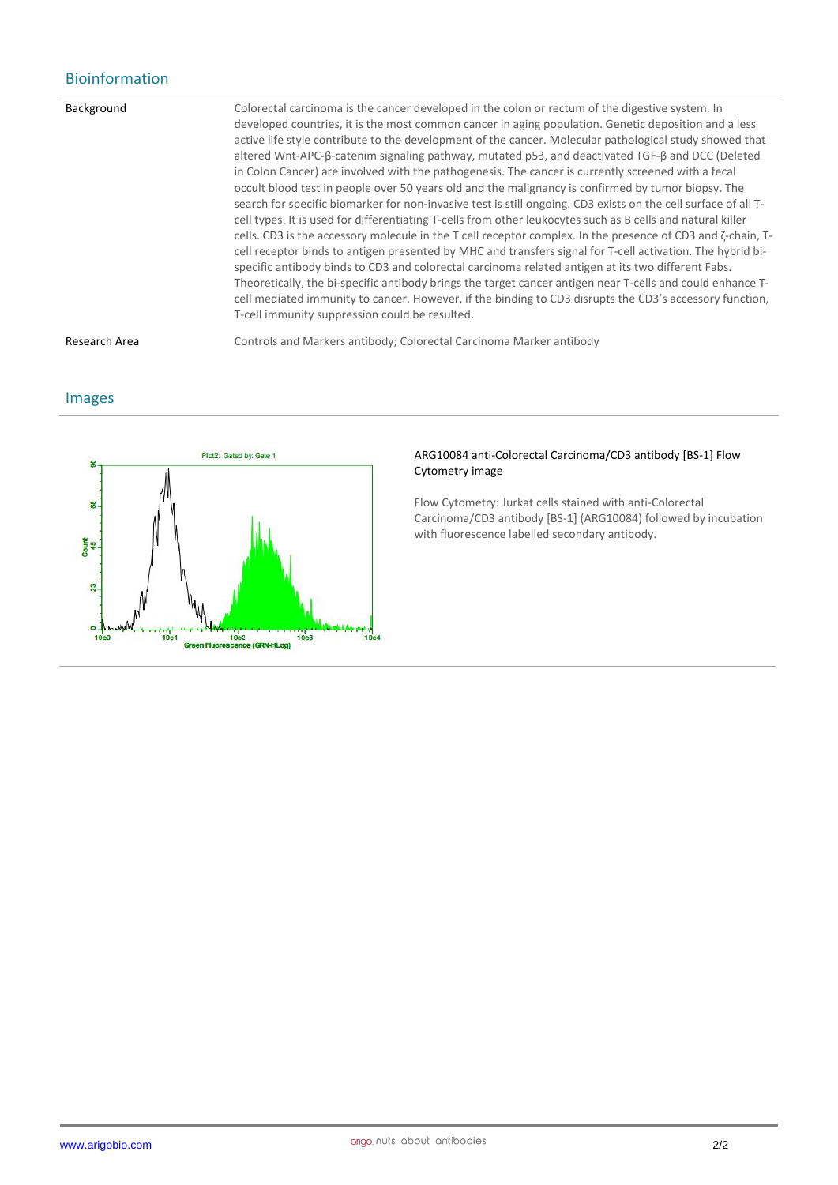## Bioinformation

| | |
|---|---|
| Background | Colorectal carcinoma is the cancer developed in the colon or rectum of the digestive system. In developed countries, it is the most common cancer in aging population. Genetic deposition and a less active life style contribute to the development of the cancer. Molecular pathological study showed that altered Wnt-APC-β-catenim signaling pathway, mutated p53, and deactivated TGF-β and DCC (Deleted in Colon Cancer) are involved with the pathogenesis. The cancer is currently screened with a fecal occult blood test in people over 50 years old and the malignancy is confirmed by tumor biopsy. The search for specific biomarker for non-invasive test is still ongoing. CD3 exists on the cell surface of all T-cell types. It is used for differentiating T-cells from other leukocytes such as B cells and natural killer cells. CD3 is the accessory molecule in the T cell receptor complex. In the presence of CD3 and ζ-chain, T-cell receptor binds to antigen presented by MHC and transfers signal for T-cell activation. The hybrid bi-specific antibody binds to CD3 and colorectal carcinoma related antigen at its two different Fabs. Theoretically, the bi-specific antibody brings the target cancer antigen near T-cells and could enhance T-cell mediated immunity to cancer. However, if the binding to CD3 disrupts the CD3's accessory function, T-cell immunity suppression could be resulted. |
| Research Area | Controls and Markers antibody; Colorectal Carcinoma Marker antibody |

## Images

Plot2: Gated by: Gate 1

Count

0 23 45 68 90

10e0 10e1 10e2 10e3 10e4

Green Fluorescence (GRN-HLog)

**ARG10084 anti-Colorectal Carcinoma/CD3 antibody [BS-1] Flow Cytometry image**

Flow Cytometry: Jurkat cells stained with anti-Colorectal Carcinoma/CD3 antibody [BS-1] (ARG10084) followed by incubation with fluorescence labelled secondary antibody.